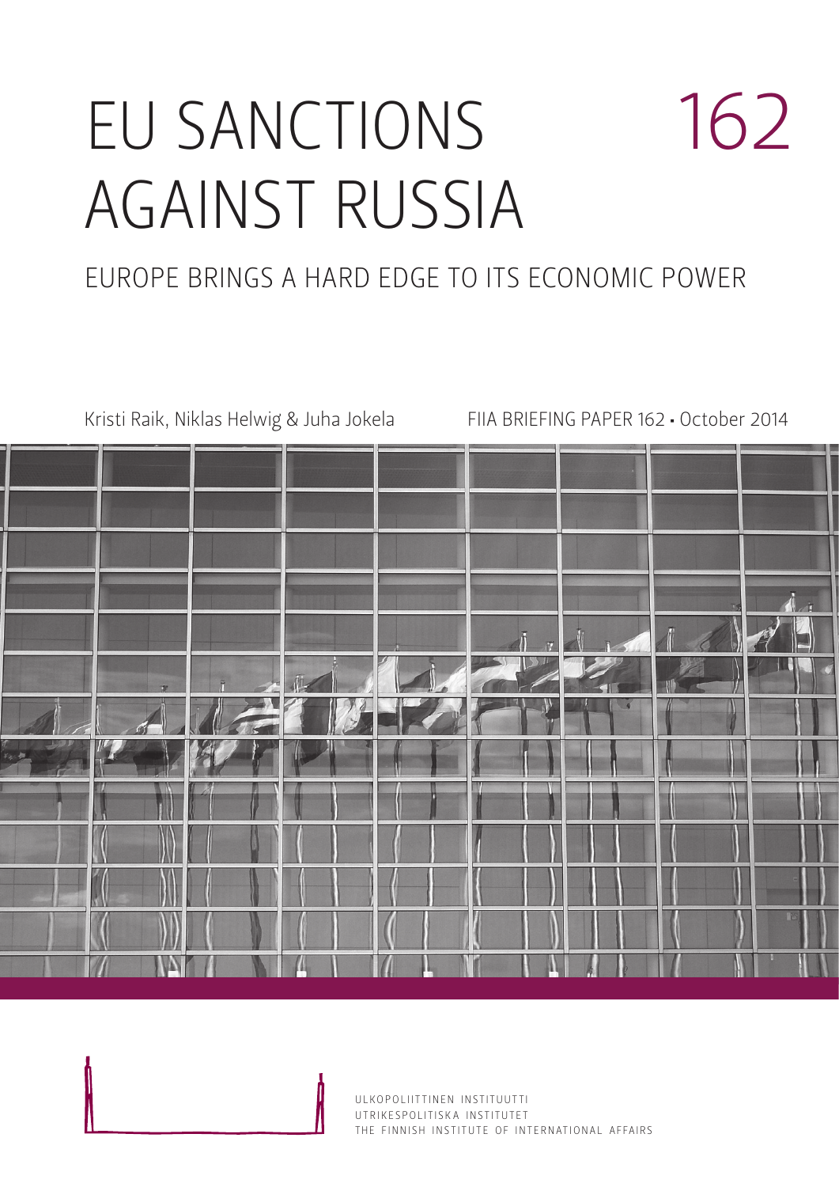# EU SANCTIONS AGAINST RUSSIA

162

## EUROPE BRINGS A HARD EDGE TO ITS ECONOMIC POWER

Kristi Raik, Niklas Helwig & Juha Jokela

FIIA BRIEFING PAPER 162 • October 2014

ULKOPOLIITTINEN INSTITUUTTI
UTRIKESPOLITISKA INSTITUTET
THE FINNISH INSTITUTE OF INTERNATIONAL AFFAIRS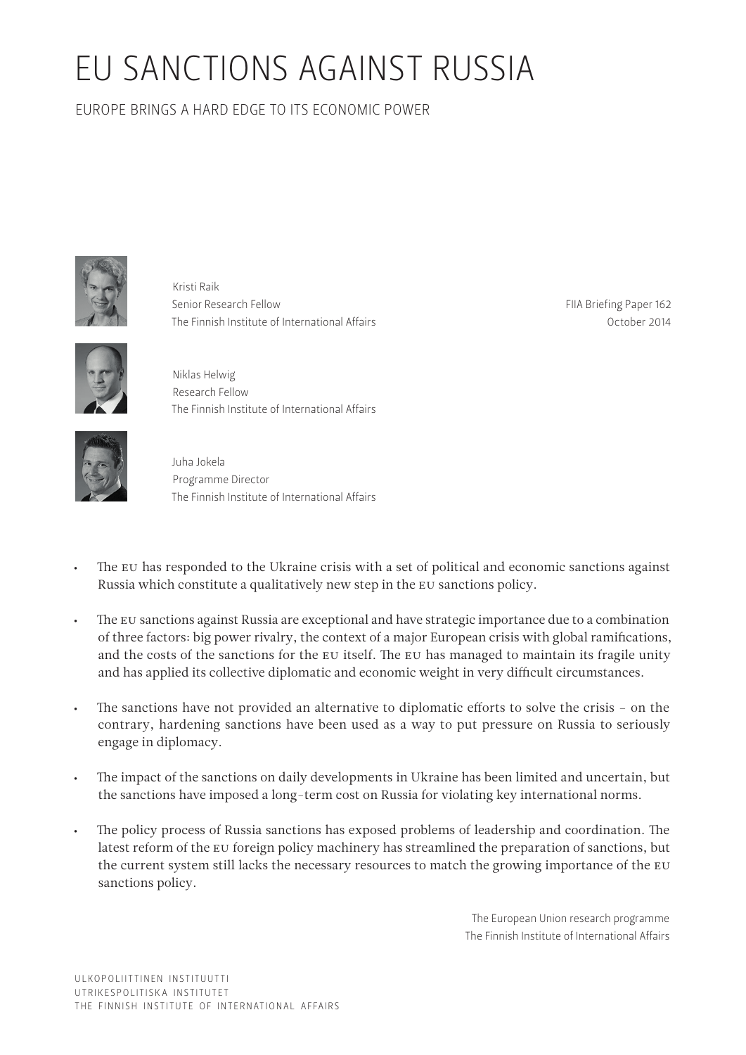# EU SANCTIONS AGAINST RUSSIA

EUROPE BRINGS A HARD EDGE TO ITS ECONOMIC POWER

Kristi Raik
Senior Research Fellow
The Finnish Institute of International Affairs

FIIA Briefing Paper 162
October 2014

Niklas Helwig
Research Fellow
The Finnish Institute of International Affairs

Juha Jokela
Programme Director
The Finnish Institute of International Affairs

- The EU has responded to the Ukraine crisis with a set of political and economic sanctions against Russia which constitute a qualitatively new step in the EU sanctions policy.
- The EU sanctions against Russia are exceptional and have strategic importance due to a combination of three factors: big power rivalry, the context of a major European crisis with global ramifications, and the costs of the sanctions for the EU itself. The EU has managed to maintain its fragile unity and has applied its collective diplomatic and economic weight in very difficult circumstances.
- The sanctions have not provided an alternative to diplomatic efforts to solve the crisis – on the contrary, hardening sanctions have been used as a way to put pressure on Russia to seriously engage in diplomacy.
- The impact of the sanctions on daily developments in Ukraine has been limited and uncertain, but the sanctions have imposed a long-term cost on Russia for violating key international norms.
- The policy process of Russia sanctions has exposed problems of leadership and coordination. The latest reform of the EU foreign policy machinery has streamlined the preparation of sanctions, but the current system still lacks the necessary resources to match the growing importance of the EU sanctions policy.

The European Union research programme
The Finnish Institute of International Affairs

ULKOPOLIITTINEN INSTITUUTTI
UTRIKESPOLITISKA INSTITUTET
THE FINNISH INSTITUTE OF INTERNATIONAL AFFAIRS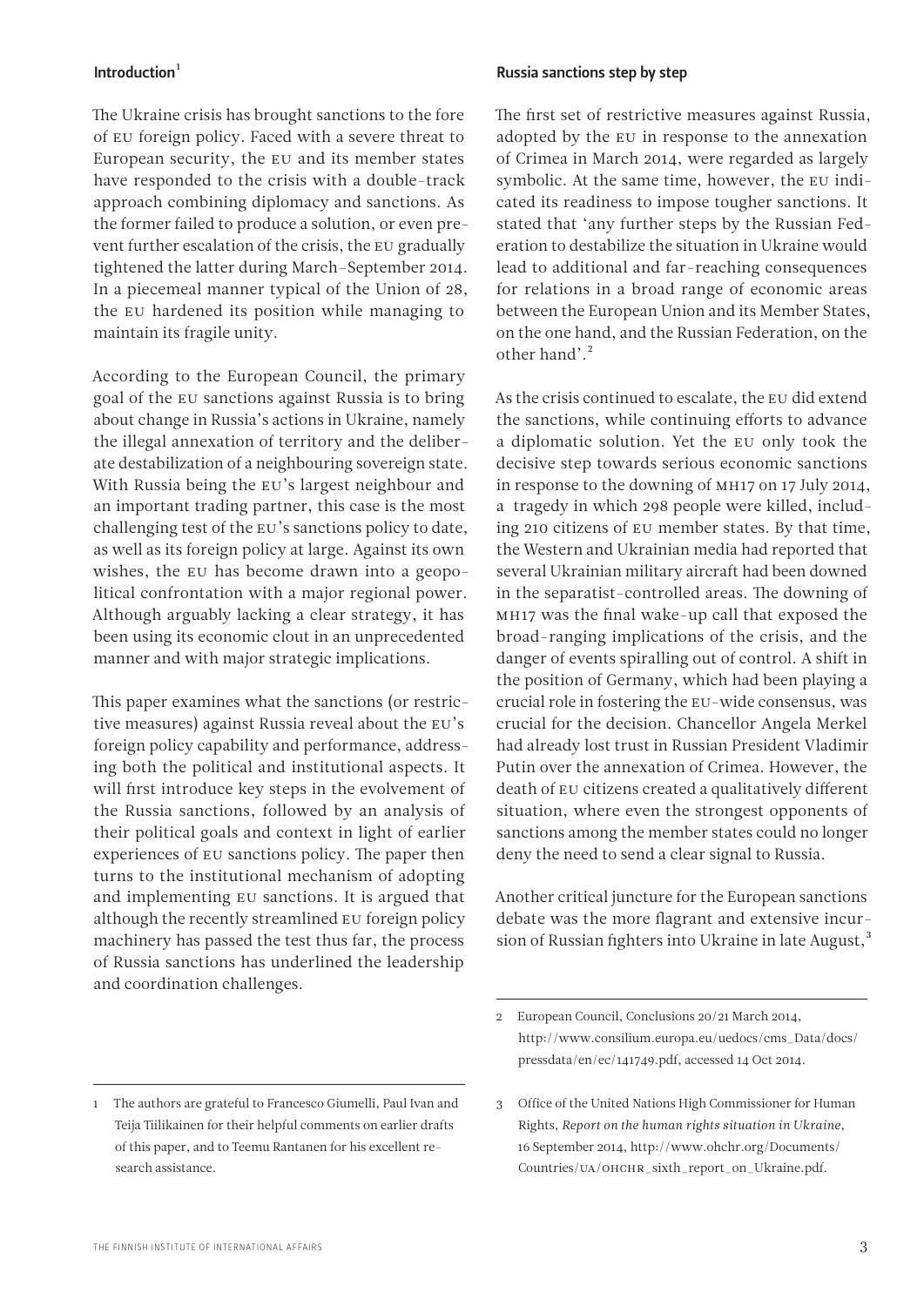## Introduction[1]

The Ukraine crisis has brought sanctions to the fore of EU foreign policy. Faced with a severe threat to European security, the EU and its member states have responded to the crisis with a double-track approach combining diplomacy and sanctions. As the former failed to produce a solution, or even prevent further escalation of the crisis, the EU gradually tightened the latter during March–September 2014. In a piecemeal manner typical of the Union of 28, the EU hardened its position while managing to maintain its fragile unity.

According to the European Council, the primary goal of the EU sanctions against Russia is to bring about change in Russia's actions in Ukraine, namely the illegal annexation of territory and the deliberate destabilization of a neighbouring sovereign state. With Russia being the EU's largest neighbour and an important trading partner, this case is the most challenging test of the EU's sanctions policy to date, as well as its foreign policy at large. Against its own wishes, the EU has become drawn into a geopolitical confrontation with a major regional power. Although arguably lacking a clear strategy, it has been using its economic clout in an unprecedented manner and with major strategic implications.

This paper examines what the sanctions (or restrictive measures) against Russia reveal about the EU's foreign policy capability and performance, addressing both the political and institutional aspects. It will first introduce key steps in the evolvement of the Russia sanctions, followed by an analysis of their political goals and context in light of earlier experiences of EU sanctions policy. The paper then turns to the institutional mechanism of adopting and implementing EU sanctions. It is argued that although the recently streamlined EU foreign policy machinery has passed the test thus far, the process of Russia sanctions has underlined the leadership and coordination challenges.

## Russia sanctions step by step

The first set of restrictive measures against Russia, adopted by the EU in response to the annexation of Crimea in March 2014, were regarded as largely symbolic. At the same time, however, the EU indicated its readiness to impose tougher sanctions. It stated that 'any further steps by the Russian Federation to destabilize the situation in Ukraine would lead to additional and far-reaching consequences for relations in a broad range of economic areas between the European Union and its Member States, on the one hand, and the Russian Federation, on the other hand'.[2]

As the crisis continued to escalate, the EU did extend the sanctions, while continuing efforts to advance a diplomatic solution. Yet the EU only took the decisive step towards serious economic sanctions in response to the downing of MH17 on 17 July 2014, a tragedy in which 298 people were killed, including 210 citizens of EU member states. By that time, the Western and Ukrainian media had reported that several Ukrainian military aircraft had been downed in the separatist-controlled areas. The downing of MH17 was the final wake-up call that exposed the broad-ranging implications of the crisis, and the danger of events spiralling out of control. A shift in the position of Germany, which had been playing a crucial role in fostering the EU-wide consensus, was crucial for the decision. Chancellor Angela Merkel had already lost trust in Russian President Vladimir Putin over the annexation of Crimea. However, the death of EU citizens created a qualitatively different situation, where even the strongest opponents of sanctions among the member states could no longer deny the need to send a clear signal to Russia.

Another critical juncture for the European sanctions debate was the more flagrant and extensive incursion of Russian fighters into Ukraine in late August,[3]

---

1 The authors are grateful to Francesco Giumelli, Paul Ivan and Teija Tiilikainen for their helpful comments on earlier drafts of this paper, and to Teemu Rantanen for his excellent research assistance.

2 European Council, Conclusions 20/21 March 2014, http://www.consilium.europa.eu/uedocs/cms_Data/docs/pressdata/en/ec/141749.pdf, accessed 14 Oct 2014.

3 Office of the United Nations High Commissioner for Human Rights, *Report on the human rights situation in Ukraine*, 16 September 2014, http://www.ohchr.org/Documents/Countries/UA/OHCHR_sixth_report_on_Ukraine.pdf.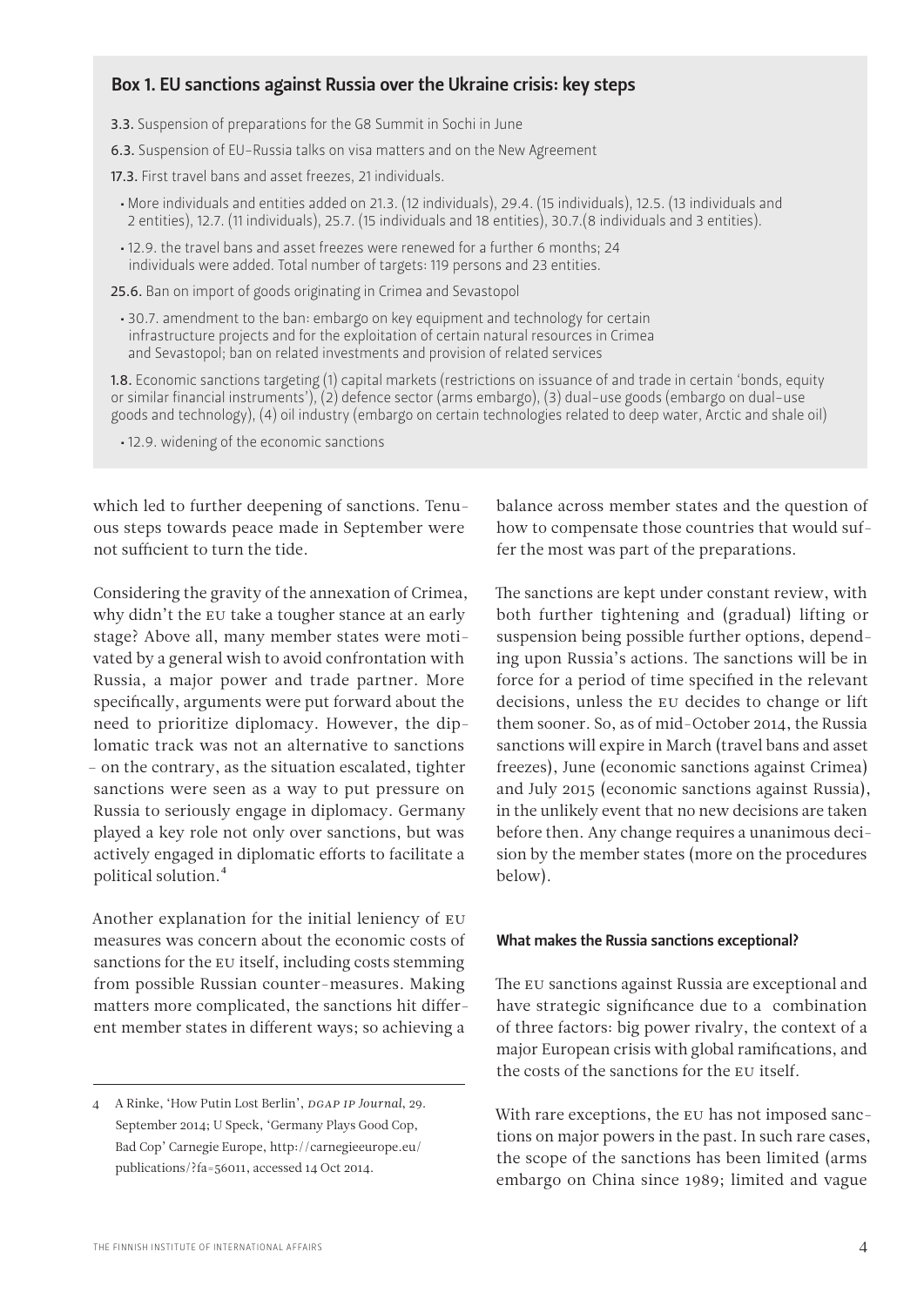### Box 1. EU sanctions against Russia over the Ukraine crisis: key steps

**3.3.** Suspension of preparations for the G8 Summit in Sochi in June

**6.3.** Suspension of EU-Russia talks on visa matters and on the New Agreement

**17.3.** First travel bans and asset freezes, 21 individuals.

- More individuals and entities added on 21.3. (12 individuals), 29.4. (15 individuals), 12.5. (13 individuals and 2 entities), 12.7. (11 individuals), 25.7. (15 individuals and 18 entities), 30.7.(8 individuals and 3 entities).
- 12.9. the travel bans and asset freezes were renewed for a further 6 months; 24 individuals were added. Total number of targets: 119 persons and 23 entities.

**25.6.** Ban on import of goods originating in Crimea and Sevastopol

- 30.7. amendment to the ban: embargo on key equipment and technology for certain infrastructure projects and for the exploitation of certain natural resources in Crimea and Sevastopol; ban on related investments and provision of related services

**1.8.** Economic sanctions targeting (1) capital markets (restrictions on issuance of and trade in certain 'bonds, equity or similar financial instruments'), (2) defence sector (arms embargo), (3) dual-use goods (embargo on dual-use goods and technology), (4) oil industry (embargo on certain technologies related to deep water, Arctic and shale oil)

- 12.9. widening of the economic sanctions

which led to further deepening of sanctions. Tenuous steps towards peace made in September were not sufficient to turn the tide.

Considering the gravity of the annexation of Crimea, why didn't the EU take a tougher stance at an early stage? Above all, many member states were motivated by a general wish to avoid confrontation with Russia, a major power and trade partner. More specifically, arguments were put forward about the need to prioritize diplomacy. However, the diplomatic track was not an alternative to sanctions – on the contrary, as the situation escalated, tighter sanctions were seen as a way to put pressure on Russia to seriously engage in diplomacy. Germany played a key role not only over sanctions, but was actively engaged in diplomatic efforts to facilitate a political solution.[4]

Another explanation for the initial leniency of EU measures was concern about the economic costs of sanctions for the EU itself, including costs stemming from possible Russian counter-measures. Making matters more complicated, the sanctions hit different member states in different ways; so achieving a balance across member states and the question of how to compensate those countries that would suffer the most was part of the preparations.

The sanctions are kept under constant review, with both further tightening and (gradual) lifting or suspension being possible further options, depending upon Russia's actions. The sanctions will be in force for a period of time specified in the relevant decisions, unless the EU decides to change or lift them sooner. So, as of mid-October 2014, the Russia sanctions will expire in March (travel bans and asset freezes), June (economic sanctions against Crimea) and July 2015 (economic sanctions against Russia), in the unlikely event that no new decisions are taken before then. Any change requires a unanimous decision by the member states (more on the procedures below).

#### What makes the Russia sanctions exceptional?

The EU sanctions against Russia are exceptional and have strategic significance due to a combination of three factors: big power rivalry, the context of a major European crisis with global ramifications, and the costs of the sanctions for the EU itself.

With rare exceptions, the EU has not imposed sanctions on major powers in the past. In such rare cases, the scope of the sanctions has been limited (arms embargo on China since 1989; limited and vague

---

4 A Rinke, 'How Putin Lost Berlin', *DGAP IP Journal*, 29. September 2014; U Speck, 'Germany Plays Good Cop, Bad Cop' Carnegie Europe, http://carnegieeurope.eu/publications/?fa=56011, accessed 14 Oct 2014.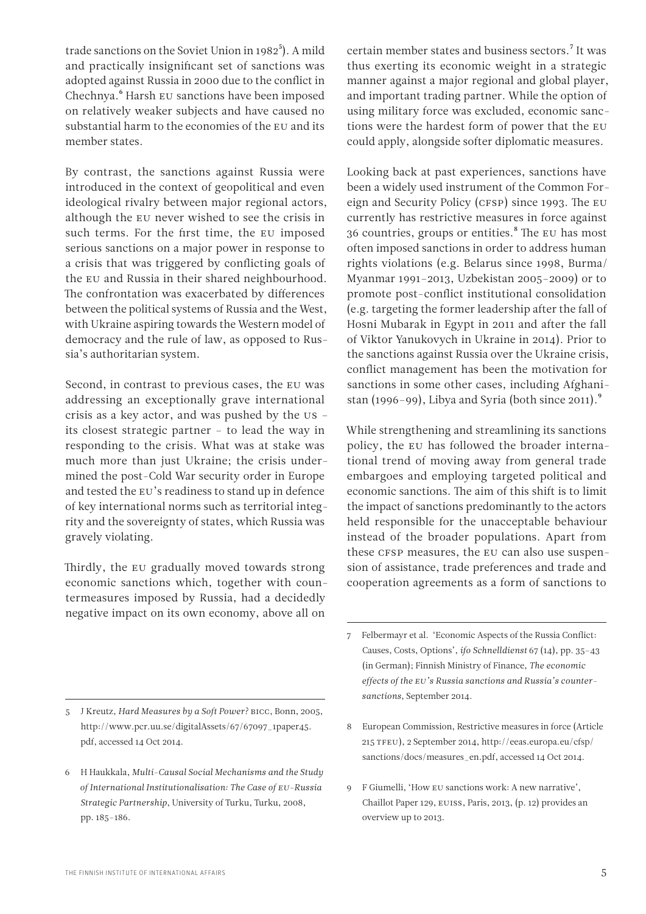trade sanctions on the Soviet Union in 1982[5]). A mild and practically insignificant set of sanctions was adopted against Russia in 2000 due to the conflict in Chechnya.[6] Harsh EU sanctions have been imposed on relatively weaker subjects and have caused no substantial harm to the economies of the EU and its member states.

By contrast, the sanctions against Russia were introduced in the context of geopolitical and even ideological rivalry between major regional actors, although the EU never wished to see the crisis in such terms. For the first time, the EU imposed serious sanctions on a major power in response to a crisis that was triggered by conflicting goals of the EU and Russia in their shared neighbourhood. The confrontation was exacerbated by differences between the political systems of Russia and the West, with Ukraine aspiring towards the Western model of democracy and the rule of law, as opposed to Russia's authoritarian system.

Second, in contrast to previous cases, the EU was addressing an exceptionally grave international crisis as a key actor, and was pushed by the US – its closest strategic partner – to lead the way in responding to the crisis. What was at stake was much more than just Ukraine; the crisis undermined the post-Cold War security order in Europe and tested the EU's readiness to stand up in defence of key international norms such as territorial integrity and the sovereignty of states, which Russia was gravely violating.

Thirdly, the EU gradually moved towards strong economic sanctions which, together with countermeasures imposed by Russia, had a decidedly negative impact on its own economy, above all on certain member states and business sectors.[7] It was thus exerting its economic weight in a strategic manner against a major regional and global player, and important trading partner. While the option of using military force was excluded, economic sanctions were the hardest form of power that the EU could apply, alongside softer diplomatic measures.

Looking back at past experiences, sanctions have been a widely used instrument of the Common Foreign and Security Policy (CFSP) since 1993. The EU currently has restrictive measures in force against 36 countries, groups or entities.[8] The EU has most often imposed sanctions in order to address human rights violations (e.g. Belarus since 1998, Burma/Myanmar 1991–2013, Uzbekistan 2005–2009) or to promote post-conflict institutional consolidation (e.g. targeting the former leadership after the fall of Hosni Mubarak in Egypt in 2011 and after the fall of Viktor Yanukovych in Ukraine in 2014). Prior to the sanctions against Russia over the Ukraine crisis, conflict management has been the motivation for sanctions in some other cases, including Afghanistan (1996–99), Libya and Syria (both since 2011).[9]

While strengthening and streamlining its sanctions policy, the EU has followed the broader international trend of moving away from general trade embargoes and employing targeted political and economic sanctions. The aim of this shift is to limit the impact of sanctions predominantly to the actors held responsible for the unacceptable behaviour instead of the broader populations. Apart from these CFSP measures, the EU can also use suspension of assistance, trade preferences and trade and cooperation agreements as a form of sanctions to

---

5 J Kreutz, *Hard Measures by a Soft Power?* BICC, Bonn, 2005, http://www.pcr.uu.se/digitalAssets/67/67097_1paper45.pdf, accessed 14 Oct 2014.

6 H Haukkala, *Multi-Causal Social Mechanisms and the Study of International Institutionalisation: The Case of EU-Russia Strategic Partnership*, University of Turku, Turku, 2008, pp. 185–186.

7 Felbermayr et al. 'Economic Aspects of the Russia Conflict: Causes, Costs, Options', *ifo Schnelldienst* 67 (14), pp. 35–43 (in German); Finnish Ministry of Finance, *The economic effects of the EU's Russia sanctions and Russia's counter-sanctions*, September 2014.

8 European Commission, Restrictive measures in force (Article 215 TFEU), 2 September 2014, http://eeas.europa.eu/cfsp/sanctions/docs/measures_en.pdf, accessed 14 Oct 2014.

9 F Giumelli, 'How EU sanctions work: A new narrative', Chaillot Paper 129, EUISS, Paris, 2013, (p. 12) provides an overview up to 2013.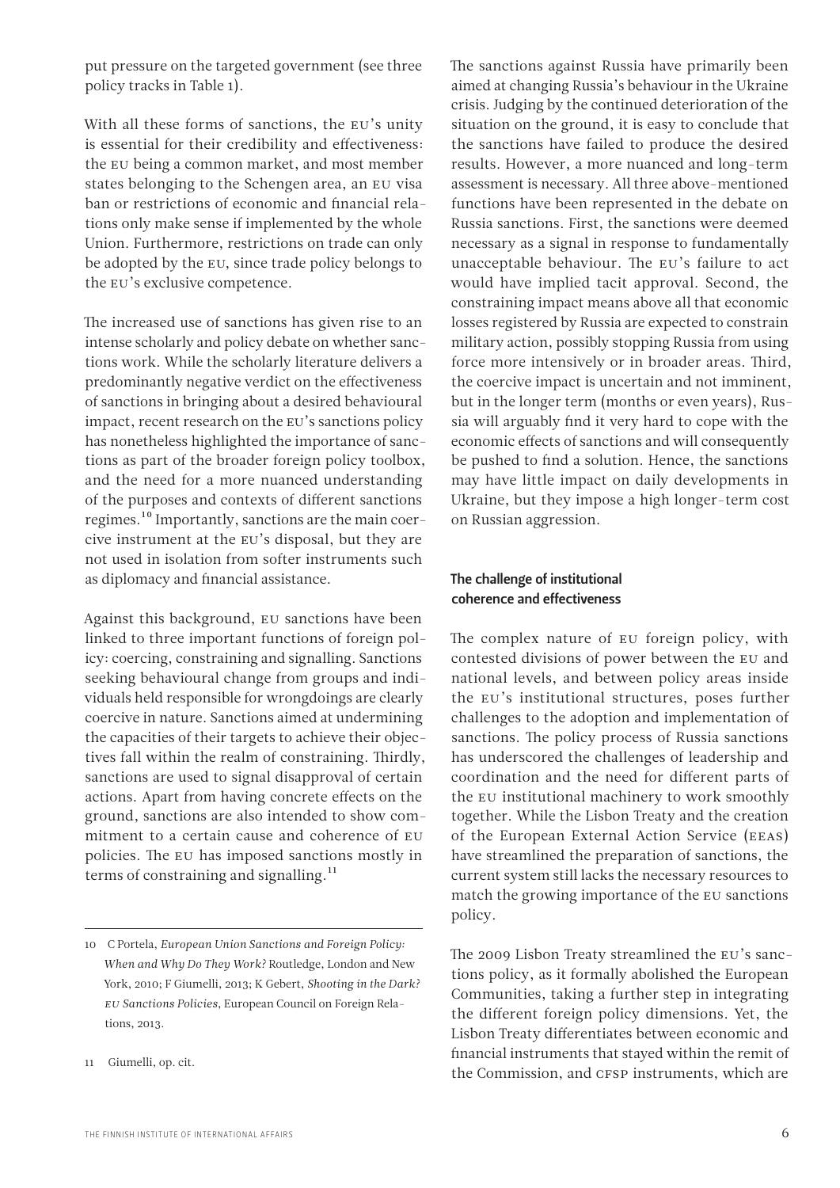put pressure on the targeted government (see three policy tracks in Table 1).

With all these forms of sanctions, the EU's unity is essential for their credibility and effectiveness: the EU being a common market, and most member states belonging to the Schengen area, an EU visa ban or restrictions of economic and financial relations only make sense if implemented by the whole Union. Furthermore, restrictions on trade can only be adopted by the EU, since trade policy belongs to the EU's exclusive competence.

The increased use of sanctions has given rise to an intense scholarly and policy debate on whether sanctions work. While the scholarly literature delivers a predominantly negative verdict on the effectiveness of sanctions in bringing about a desired behavioural impact, recent research on the EU's sanctions policy has nonetheless highlighted the importance of sanctions as part of the broader foreign policy toolbox, and the need for a more nuanced understanding of the purposes and contexts of different sanctions regimes.[10] Importantly, sanctions are the main coercive instrument at the EU's disposal, but they are not used in isolation from softer instruments such as diplomacy and financial assistance.

Against this background, EU sanctions have been linked to three important functions of foreign policy: coercing, constraining and signalling. Sanctions seeking behavioural change from groups and individuals held responsible for wrongdoings are clearly coercive in nature. Sanctions aimed at undermining the capacities of their targets to achieve their objectives fall within the realm of constraining. Thirdly, sanctions are used to signal disapproval of certain actions. Apart from having concrete effects on the ground, sanctions are also intended to show commitment to a certain cause and coherence of EU policies. The EU has imposed sanctions mostly in terms of constraining and signalling.[11]

The sanctions against Russia have primarily been aimed at changing Russia's behaviour in the Ukraine crisis. Judging by the continued deterioration of the situation on the ground, it is easy to conclude that the sanctions have failed to produce the desired results. However, a more nuanced and long-term assessment is necessary. All three above-mentioned functions have been represented in the debate on Russia sanctions. First, the sanctions were deemed necessary as a signal in response to fundamentally unacceptable behaviour. The EU's failure to act would have implied tacit approval. Second, the constraining impact means above all that economic losses registered by Russia are expected to constrain military action, possibly stopping Russia from using force more intensively or in broader areas. Third, the coercive impact is uncertain and not imminent, but in the longer term (months or even years), Russia will arguably find it very hard to cope with the economic effects of sanctions and will consequently be pushed to find a solution. Hence, the sanctions may have little impact on daily developments in Ukraine, but they impose a high longer-term cost on Russian aggression.

### The challenge of institutional coherence and effectiveness

The complex nature of EU foreign policy, with contested divisions of power between the EU and national levels, and between policy areas inside the EU's institutional structures, poses further challenges to the adoption and implementation of sanctions. The policy process of Russia sanctions has underscored the challenges of leadership and coordination and the need for different parts of the EU institutional machinery to work smoothly together. While the Lisbon Treaty and the creation of the European External Action Service (EEAS) have streamlined the preparation of sanctions, the current system still lacks the necessary resources to match the growing importance of the EU sanctions policy.

The 2009 Lisbon Treaty streamlined the EU's sanctions policy, as it formally abolished the European Communities, taking a further step in integrating the different foreign policy dimensions. Yet, the Lisbon Treaty differentiates between economic and financial instruments that stayed within the remit of the Commission, and CFSP instruments, which are

---

10 C Portela, *European Union Sanctions and Foreign Policy: When and Why Do They Work?* Routledge, London and New York, 2010; F Giumelli, 2013; K Gebert, *Shooting in the Dark? EU Sanctions Policies*, European Council on Foreign Relations, 2013.

11 Giumelli, op. cit.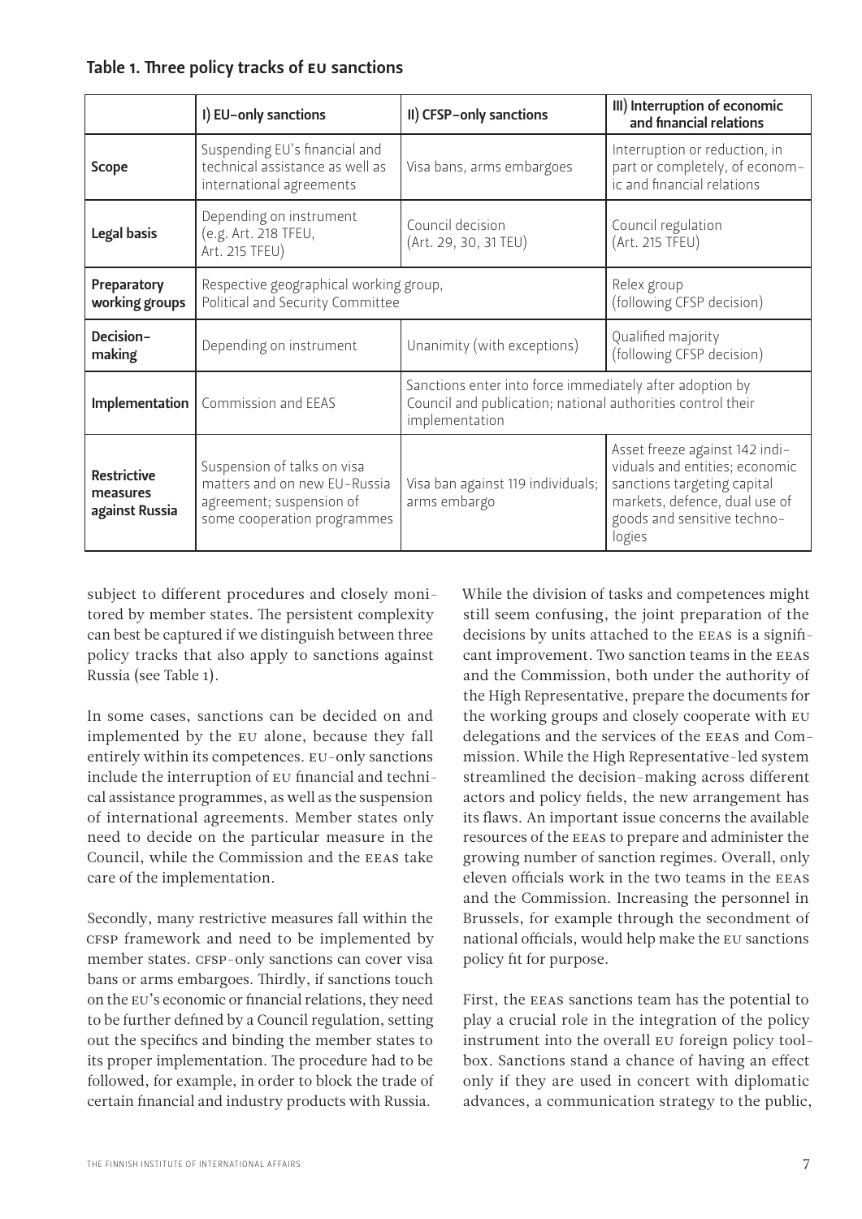**Table 1. Three policy tracks of EU sanctions**

| | I) EU-only sanctions | II) CFSP-only sanctions | III) Interruption of economic and financial relations |
|---|---|---|---|
| **Scope** | Suspending EU's financial and technical assistance as well as international agreements | Visa bans, arms embargoes | Interruption or reduction, in part or completely, of economic and financial relations |
| **Legal basis** | Depending on instrument (e.g. Art. 218 TFEU, Art. 215 TFEU) | Council decision (Art. 29, 30, 31 TEU) | Council regulation (Art. 215 TFEU) |
| **Preparatory working groups** | Respective geographical working group, Political and Security Committee | | Relex group (following CFSP decision) |
| **Decision-making** | Depending on instrument | Unanimity (with exceptions) | Qualified majority (following CFSP decision) |
| **Implementation** | Commission and EEAS | Sanctions enter into force immediately after adoption by Council and publication; national authorities control their implementation | |
| **Restrictive measures against Russia** | Suspension of talks on visa matters and on new EU-Russia agreement; suspension of some cooperation programmes | Visa ban against 119 individuals; arms embargo | Asset freeze against 142 individuals and entities; economic sanctions targeting capital markets, defence, dual use of goods and sensitive technologies |

subject to different procedures and closely monitored by member states. The persistent complexity can best be captured if we distinguish between three policy tracks that also apply to sanctions against Russia (see Table 1).

In some cases, sanctions can be decided on and implemented by the EU alone, because they fall entirely within its competences. EU-only sanctions include the interruption of EU financial and technical assistance programmes, as well as the suspension of international agreements. Member states only need to decide on the particular measure in the Council, while the Commission and the EEAS take care of the implementation.

Secondly, many restrictive measures fall within the CFSP framework and need to be implemented by member states. CFSP-only sanctions can cover visa bans or arms embargoes. Thirdly, if sanctions touch on the EU's economic or financial relations, they need to be further defined by a Council regulation, setting out the specifics and binding the member states to its proper implementation. The procedure had to be followed, for example, in order to block the trade of certain financial and industry products with Russia.

While the division of tasks and competences might still seem confusing, the joint preparation of the decisions by units attached to the EEAS is a significant improvement. Two sanction teams in the EEAS and the Commission, both under the authority of the High Representative, prepare the documents for the working groups and closely cooperate with EU delegations and the services of the EEAS and Commission. While the High Representative-led system streamlined the decision-making across different actors and policy fields, the new arrangement has its flaws. An important issue concerns the available resources of the EEAS to prepare and administer the growing number of sanction regimes. Overall, only eleven officials work in the two teams in the EEAS and the Commission. Increasing the personnel in Brussels, for example through the secondment of national officials, would help make the EU sanctions policy fit for purpose.

First, the EEAS sanctions team has the potential to play a crucial role in the integration of the policy instrument into the overall EU foreign policy toolbox. Sanctions stand a chance of having an effect only if they are used in concert with diplomatic advances, a communication strategy to the public,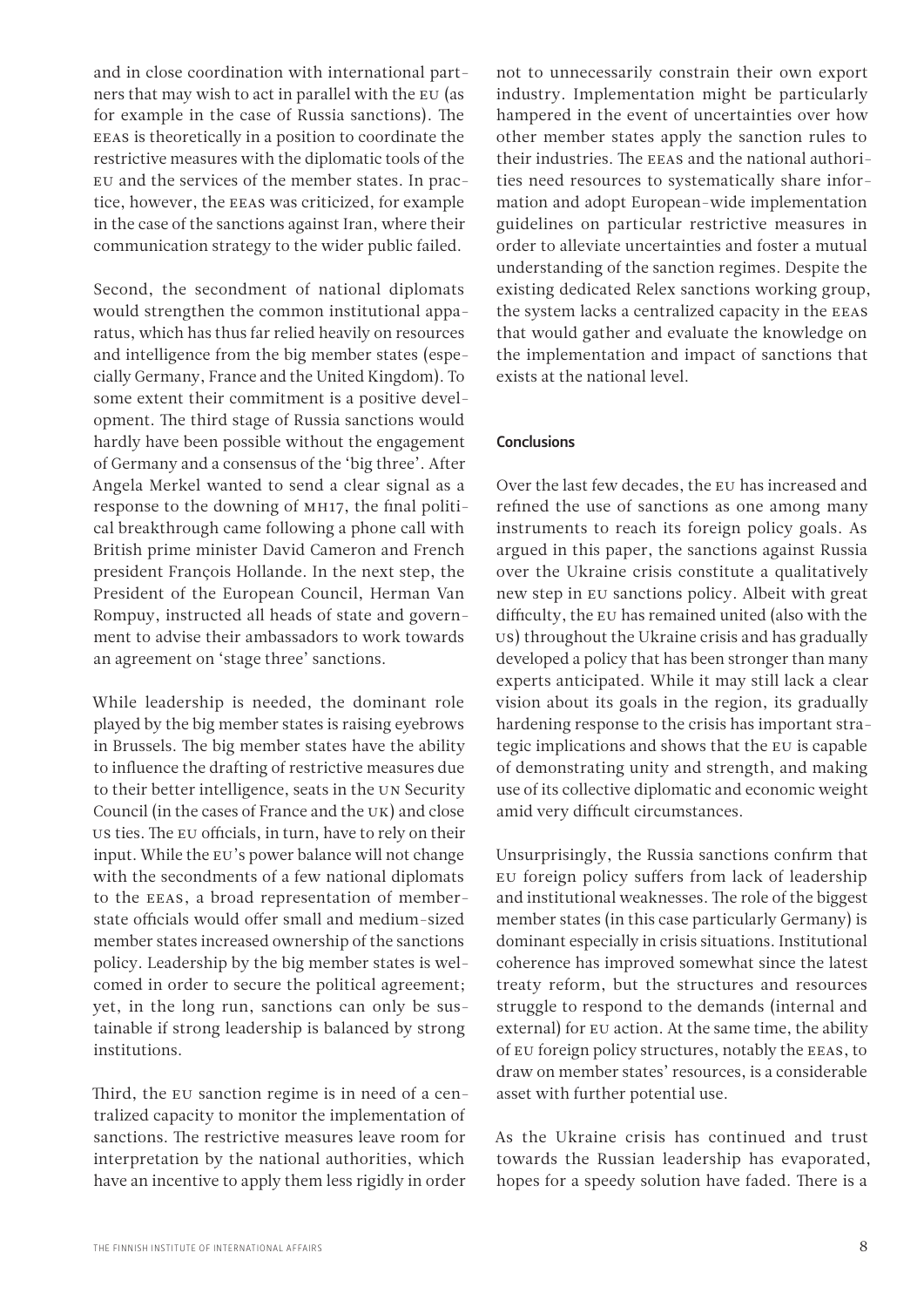and in close coordination with international partners that may wish to act in parallel with the EU (as for example in the case of Russia sanctions). The EEAS is theoretically in a position to coordinate the restrictive measures with the diplomatic tools of the EU and the services of the member states. In practice, however, the EEAS was criticized, for example in the case of the sanctions against Iran, where their communication strategy to the wider public failed.

Second, the secondment of national diplomats would strengthen the common institutional apparatus, which has thus far relied heavily on resources and intelligence from the big member states (especially Germany, France and the United Kingdom). To some extent their commitment is a positive development. The third stage of Russia sanctions would hardly have been possible without the engagement of Germany and a consensus of the 'big three'. After Angela Merkel wanted to send a clear signal as a response to the downing of MH17, the final political breakthrough came following a phone call with British prime minister David Cameron and French president François Hollande. In the next step, the President of the European Council, Herman Van Rompuy, instructed all heads of state and government to advise their ambassadors to work towards an agreement on 'stage three' sanctions.

While leadership is needed, the dominant role played by the big member states is raising eyebrows in Brussels. The big member states have the ability to influence the drafting of restrictive measures due to their better intelligence, seats in the UN Security Council (in the cases of France and the UK) and close US ties. The EU officials, in turn, have to rely on their input. While the EU's power balance will not change with the secondments of a few national diplomats to the EEAS, a broad representation of member-state officials would offer small and medium-sized member states increased ownership of the sanctions policy. Leadership by the big member states is welcomed in order to secure the political agreement; yet, in the long run, sanctions can only be sustainable if strong leadership is balanced by strong institutions.

Third, the EU sanction regime is in need of a centralized capacity to monitor the implementation of sanctions. The restrictive measures leave room for interpretation by the national authorities, which have an incentive to apply them less rigidly in order not to unnecessarily constrain their own export industry. Implementation might be particularly hampered in the event of uncertainties over how other member states apply the sanction rules to their industries. The EEAS and the national authorities need resources to systematically share information and adopt European-wide implementation guidelines on particular restrictive measures in order to alleviate uncertainties and foster a mutual understanding of the sanction regimes. Despite the existing dedicated Relex sanctions working group, the system lacks a centralized capacity in the EEAS that would gather and evaluate the knowledge on the implementation and impact of sanctions that exists at the national level.

## Conclusions

Over the last few decades, the EU has increased and refined the use of sanctions as one among many instruments to reach its foreign policy goals. As argued in this paper, the sanctions against Russia over the Ukraine crisis constitute a qualitatively new step in EU sanctions policy. Albeit with great difficulty, the EU has remained united (also with the US) throughout the Ukraine crisis and has gradually developed a policy that has been stronger than many experts anticipated. While it may still lack a clear vision about its goals in the region, its gradually hardening response to the crisis has important strategic implications and shows that the EU is capable of demonstrating unity and strength, and making use of its collective diplomatic and economic weight amid very difficult circumstances.

Unsurprisingly, the Russia sanctions confirm that EU foreign policy suffers from lack of leadership and institutional weaknesses. The role of the biggest member states (in this case particularly Germany) is dominant especially in crisis situations. Institutional coherence has improved somewhat since the latest treaty reform, but the structures and resources struggle to respond to the demands (internal and external) for EU action. At the same time, the ability of EU foreign policy structures, notably the EEAS, to draw on member states' resources, is a considerable asset with further potential use.

As the Ukraine crisis has continued and trust towards the Russian leadership has evaporated, hopes for a speedy solution have faded. There is a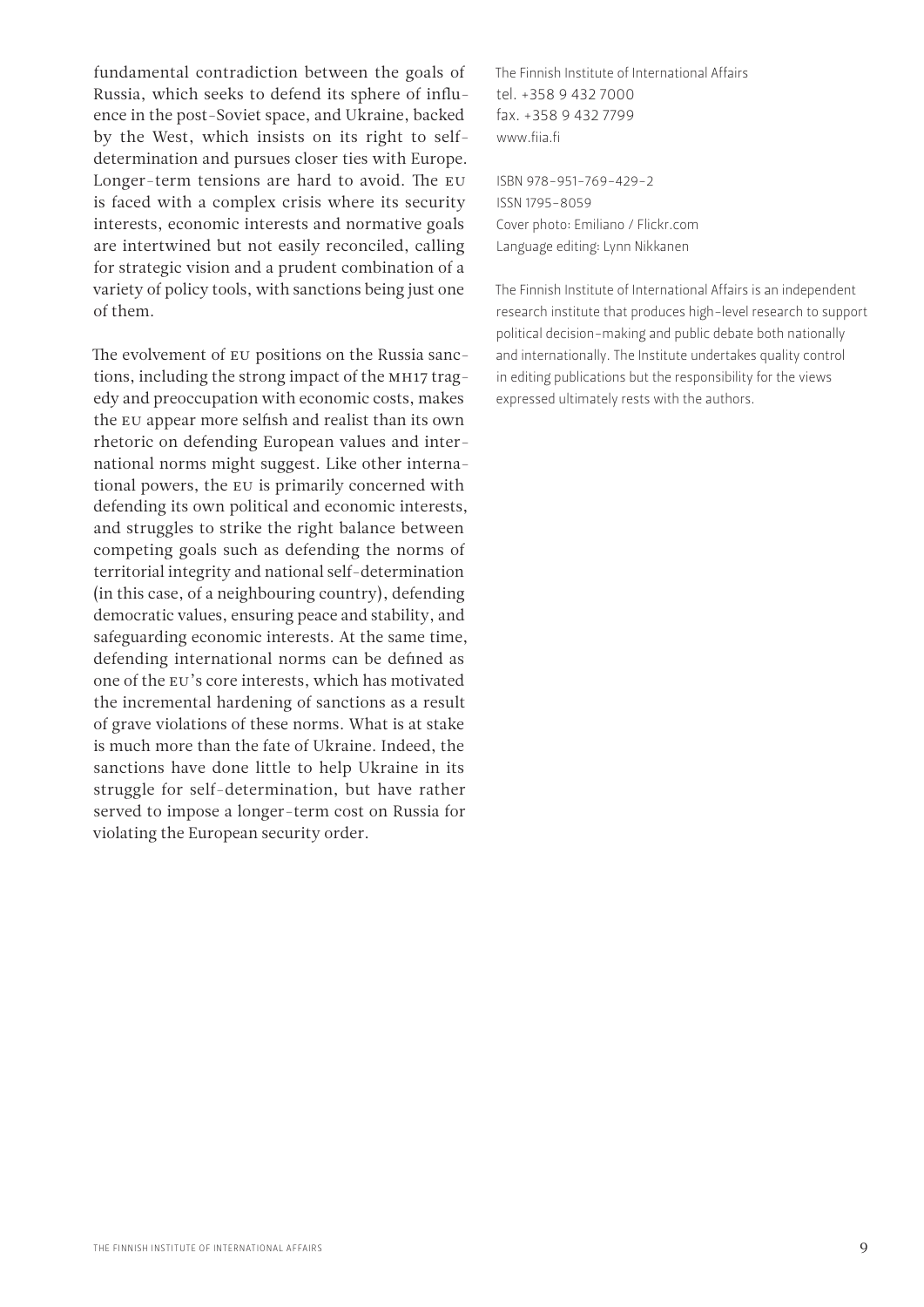fundamental contradiction between the goals of Russia, which seeks to defend its sphere of influence in the post-Soviet space, and Ukraine, backed by the West, which insists on its right to self-determination and pursues closer ties with Europe. Longer-term tensions are hard to avoid. The EU is faced with a complex crisis where its security interests, economic interests and normative goals are intertwined but not easily reconciled, calling for strategic vision and a prudent combination of a variety of policy tools, with sanctions being just one of them.

The evolvement of EU positions on the Russia sanctions, including the strong impact of the MH17 tragedy and preoccupation with economic costs, makes the EU appear more selfish and realist than its own rhetoric on defending European values and international norms might suggest. Like other international powers, the EU is primarily concerned with defending its own political and economic interests, and struggles to strike the right balance between competing goals such as defending the norms of territorial integrity and national self-determination (in this case, of a neighbouring country), defending democratic values, ensuring peace and stability, and safeguarding economic interests. At the same time, defending international norms can be defined as one of the EU's core interests, which has motivated the incremental hardening of sanctions as a result of grave violations of these norms. What is at stake is much more than the fate of Ukraine. Indeed, the sanctions have done little to help Ukraine in its struggle for self-determination, but have rather served to impose a longer-term cost on Russia for violating the European security order.

The Finnish Institute of International Affairs
tel. +358 9 432 7000
fax. +358 9 432 7799
www.fiia.fi

ISBN 978-951-769-429-2
ISSN 1795-8059
Cover photo: Emiliano / Flickr.com
Language editing: Lynn Nikkanen

The Finnish Institute of International Affairs is an independent research institute that produces high-level research to support political decision-making and public debate both nationally and internationally. The Institute undertakes quality control in editing publications but the responsibility for the views expressed ultimately rests with the authors.